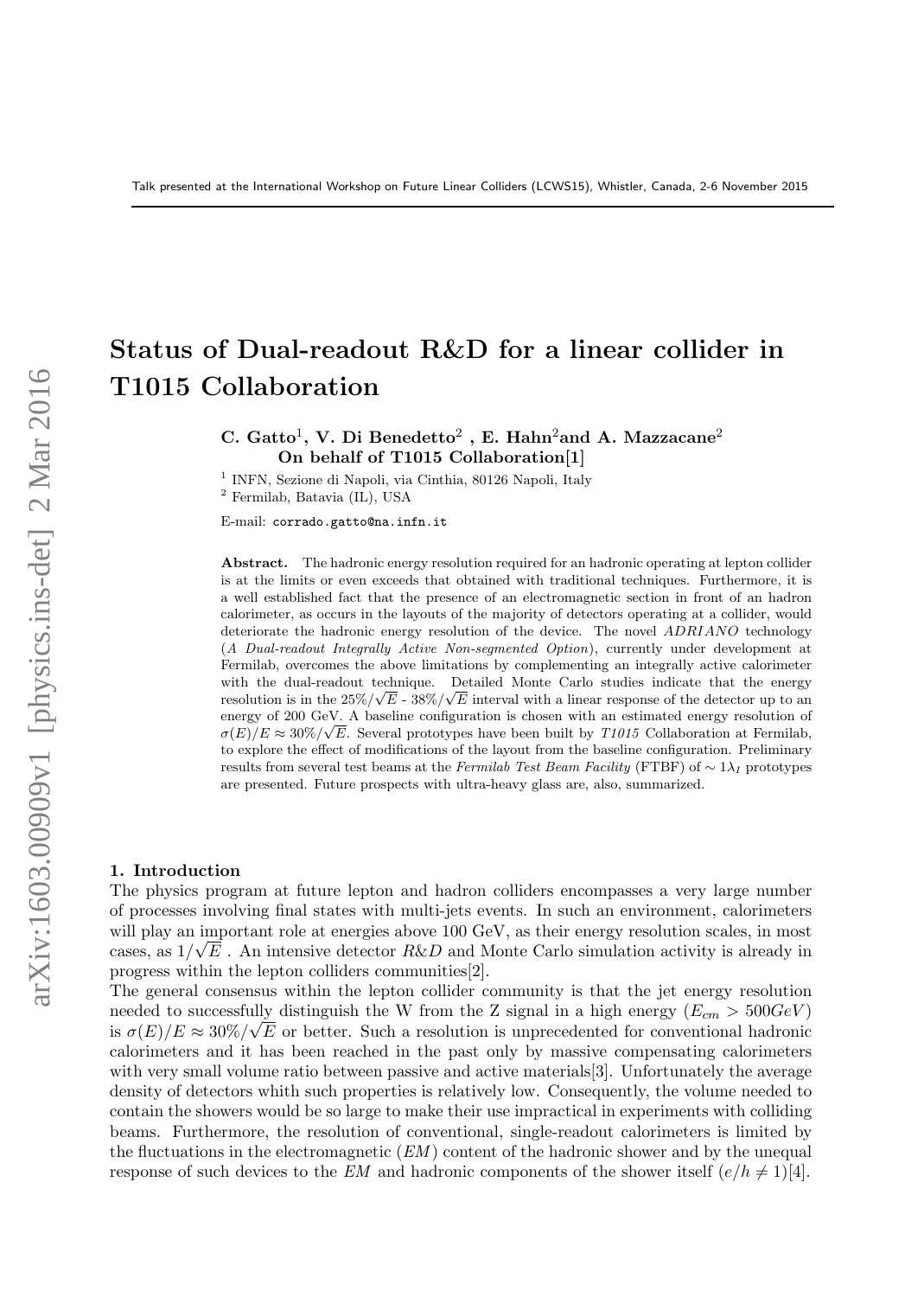# Status of Dual-readout R&D for a linear collider in T1015 Collaboration

**C. Gatto[1], V. Di Benedetto[2] , E. Hahn[2] and A. Mazzacane[2]**
**On behalf of T1015 Collaboration[1]**

[1] INFN, Sezione di Napoli, via Cinthia, 80126 Napoli, Italy
[2] Fermilab, Batavia (IL), USA

E-mail: corrado.gatto@na.infn.it

**Abstract.** The hadronic energy resolution required for an hadronic operating at lepton collider is at the limits or even exceeds that obtained with traditional techniques. Furthermore, it is a well established fact that the presence of an electromagnetic section in front of an hadron calorimeter, as occurs in the layouts of the majority of detectors operating at a collider, would deteriorate the hadronic energy resolution of the device. The novel *ADRIANO* technology (*A Dual-readout Integrally Active Non-segmented Option*), currently under development at Fermilab, overcomes the above limitations by complementing an integrally active calorimeter with the dual-readout technique. Detailed Monte Carlo studies indicate that the energy resolution is in the $25\%/\sqrt{E}$ - $38\%/\sqrt{E}$ interval with a linear response of the detector up to an energy of 200 GeV. A baseline configuration is chosen with an estimated energy resolution of $\sigma(E)/E \approx 30\%/\sqrt{E}$. Several prototypes have been built by *T1015* Collaboration at Fermilab, to explore the effect of modifications of the layout from the baseline configuration. Preliminary results from several test beams at the *Fermilab Test Beam Facility* (FTBF) of $\sim 1\lambda_I$ prototypes are presented. Future prospects with ultra-heavy glass are, also, summarized.

## 1. Introduction

The physics program at future lepton and hadron colliders encompasses a very large number of processes involving final states with multi-jets events. In such an environment, calorimeters will play an important role at energies above 100 GeV, as their energy resolution scales, in most cases, as $1/\sqrt{E}$ . An intensive detector *R&D* and Monte Carlo simulation activity is already in progress within the lepton colliders communities[2].

The general consensus within the lepton collider community is that the jet energy resolution needed to successfully distinguish the W from the Z signal in a high energy ($E_{cm} > 500 GeV$) is $\sigma(E)/E \approx 30\%/\sqrt{E}$ or better. Such a resolution is unprecedented for conventional hadronic calorimeters and it has been reached in the past only by massive compensating calorimeters with very small volume ratio between passive and active materials[3]. Unfortunately the average density of detectors whith such properties is relatively low. Consequently, the volume needed to contain the showers would be so large to make their use impractical in experiments with colliding beams. Furthermore, the resolution of conventional, single-readout calorimeters is limited by the fluctuations in the electromagnetic (*EM*) content of the hadronic shower and by the unequal response of such devices to the *EM* and hadronic components of the shower itself ($e/h \neq 1$)[4].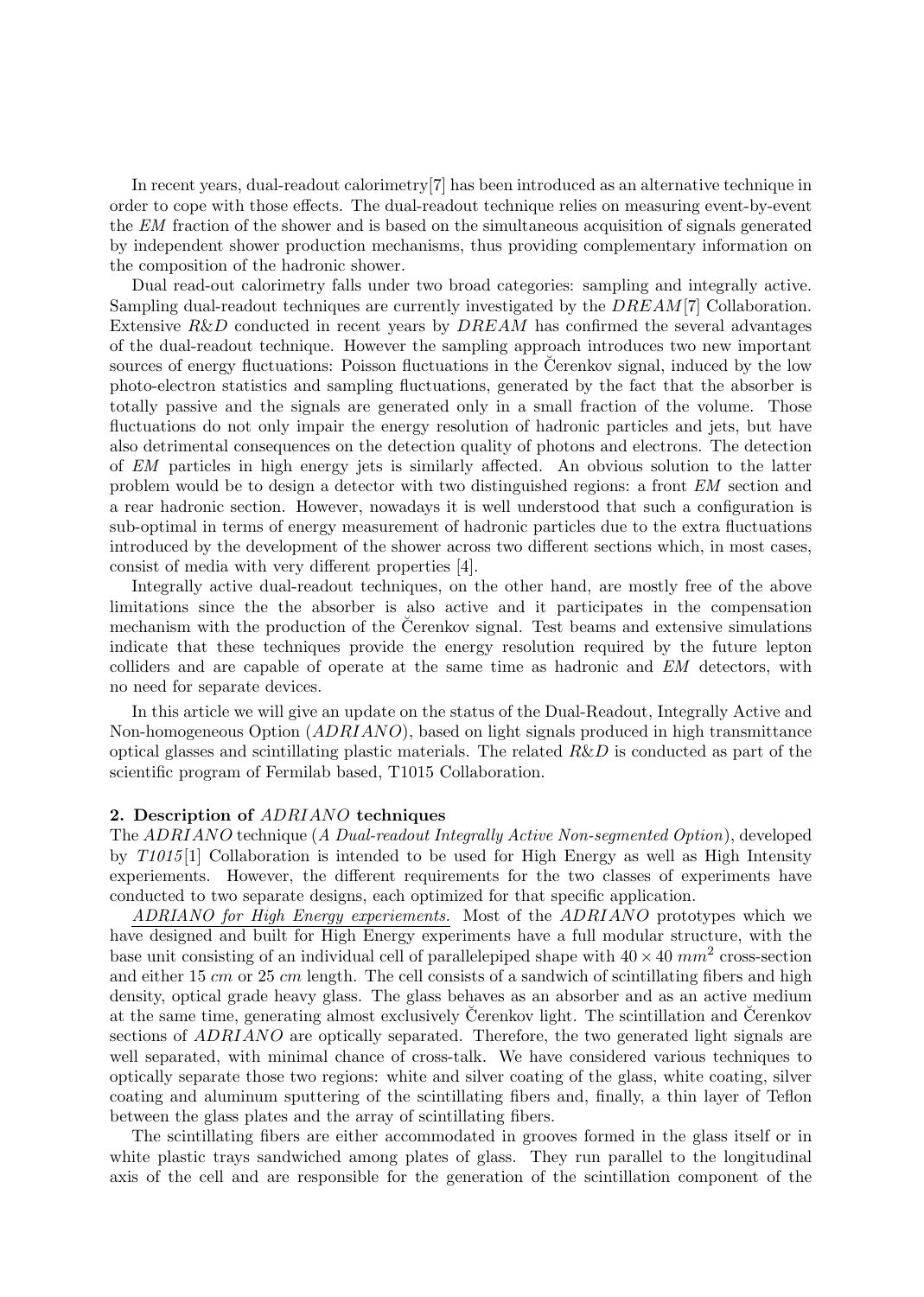In recent years, dual-readout calorimetry[7] has been introduced as an alternative technique in order to cope with those effects. The dual-readout technique relies on measuring event-by-event the *EM* fraction of the shower and is based on the simultaneous acquisition of signals generated by independent shower production mechanisms, thus providing complementary information on the composition of the hadronic shower.

Dual read-out calorimetry falls under two broad categories: sampling and integrally active. Sampling dual-readout techniques are currently investigated by the *DREAM*[7] Collaboration. Extensive *R&D* conducted in recent years by *DREAM* has confirmed the several advantages of the dual-readout technique. However the sampling approach introduces two new important sources of energy fluctuations: Poisson fluctuations in the Čerenkov signal, induced by the low photo-electron statistics and sampling fluctuations, generated by the fact that the absorber is totally passive and the signals are generated only in a small fraction of the volume. Those fluctuations do not only impair the energy resolution of hadronic particles and jets, but have also detrimental consequences on the detection quality of photons and electrons. The detection of *EM* particles in high energy jets is similarly affected. An obvious solution to the latter problem would be to design a detector with two distinguished regions: a front *EM* section and a rear hadronic section. However, nowadays it is well understood that such a configuration is sub-optimal in terms of energy measurement of hadronic particles due to the extra fluctuations introduced by the development of the shower across two different sections which, in most cases, consist of media with very different properties [4].

Integrally active dual-readout techniques, on the other hand, are mostly free of the above limitations since the the absorber is also active and it participates in the compensation mechanism with the production of the Čerenkov signal. Test beams and extensive simulations indicate that these techniques provide the energy resolution required by the future lepton colliders and are capable of operate at the same time as hadronic and *EM* detectors, with no need for separate devices.

In this article we will give an update on the status of the Dual-Readout, Integrally Active and Non-homogeneous Option (*ADRIANO*), based on light signals produced in high transmittance optical glasses and scintillating plastic materials. The related *R&D* is conducted as part of the scientific program of Fermilab based, T1015 Collaboration.

## 2. Description of *ADRIANO* techniques

The *ADRIANO* technique (*A Dual-readout Integrally Active Non-segmented Option*), developed by *T1015*[1] Collaboration is intended to be used for High Energy as well as High Intensity experiements. However, the different requirements for the two classes of experiments have conducted to two separate designs, each optimized for that specific application.

*ADRIANO for High Energy experiements.* Most of the *ADRIANO* prototypes which we have designed and built for High Energy experiments have a full modular structure, with the base unit consisting of an individual cell of parallelepiped shape with $40 \times 40$ $mm^2$ cross-section and either 15 $cm$ or 25 $cm$ length. The cell consists of a sandwich of scintillating fibers and high density, optical grade heavy glass. The glass behaves as an absorber and as an active medium at the same time, generating almost exclusively Čerenkov light. The scintillation and Čerenkov sections of *ADRIANO* are optically separated. Therefore, the two generated light signals are well separated, with minimal chance of cross-talk. We have considered various techniques to optically separate those two regions: white and silver coating of the glass, white coating, silver coating and aluminum sputtering of the scintillating fibers and, finally, a thin layer of Teflon between the glass plates and the array of scintillating fibers.

The scintillating fibers are either accommodated in grooves formed in the glass itself or in white plastic trays sandwiched among plates of glass. They run parallel to the longitudinal axis of the cell and are responsible for the generation of the scintillation component of the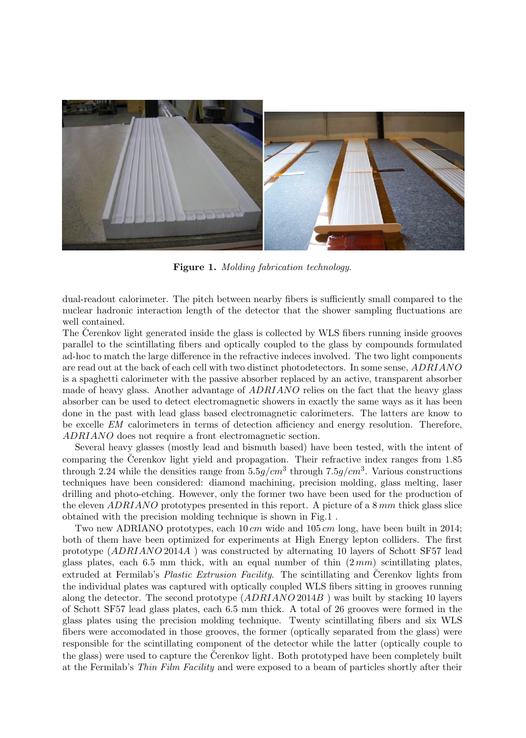**Figure 1.** *Molding fabrication technology.*

dual-readout calorimeter. The pitch between nearby fibers is sufficiently small compared to the nuclear hadronic interaction length of the detector that the shower sampling fluctuations are well contained.
The Čerenkov light generated inside the glass is collected by WLS fibers running inside grooves parallel to the scintillating fibers and optically coupled to the glass by compounds formulated ad-hoc to match the large difference in the refractive indeces involved. The two light components are read out at the back of each cell with two distinct photodetectors. In some sense, *ADRIANO* is a spaghetti calorimeter with the passive absorber replaced by an active, transparent absorber made of heavy glass. Another advantage of *ADRIANO* relies on the fact that the heavy glass absorber can be used to detect electromagnetic showers in exactly the same ways as it has been done in the past with lead glass based electromagnetic calorimeters. The latters are know to be excelle *EM* calorimeters in terms of detection afficiency and energy resolution. Therefore, *ADRIANO* does not require a front electromagnetic section.

Several heavy glasses (mostly lead and bismuth based) have been tested, with the intent of comparing the Čerenkov light yield and propagation. Their refractive index ranges from 1.85 through 2.24 while the densities range from $5.5g/cm^3$ through $7.5g/cm^3$. Various constructions techniques have been considered: diamond machining, precision molding, glass melting, laser drilling and photo-etching. However, only the former two have been used for the production of the eleven *ADRIANO* prototypes presented in this report. A picture of a $8\,mm$ thick glass slice obtained with the precision molding technique is shown in Fig.1 .

Two new ADRIANO prototypes, each $10\,cm$ wide and $105\,cm$ long, have been built in 2014; both of them have been optimized for experiments at High Energy lepton colliders. The first prototype (*ADRIANO* 2014*A* ) was constructed by alternating 10 layers of Schott SF57 lead glass plates, each 6.5 mm thick, with an equal number of thin ($2\,mm$) scintillating plates, extruded at Fermilab's *Plastic Extrusion Facility*. The scintillating and Čerenkov lights from the individual plates was captured with optically coupled WLS fibers sitting in grooves running along the detector. The second prototype (*ADRIANO* 2014*B* ) was built by stacking 10 layers of Schott SF57 lead glass plates, each 6.5 mm thick. A total of 26 grooves were formed in the glass plates using the precision molding technique. Twenty scintillating fibers and six WLS fibers were accomodated in those grooves, the former (optically separated from the glass) were responsible for the scintillating component of the detector while the latter (optically couple to the glass) were used to capture the Čerenkov light. Both prototyped have been completely built at the Fermilab's *Thin Film Facility* and were exposed to a beam of particles shortly after their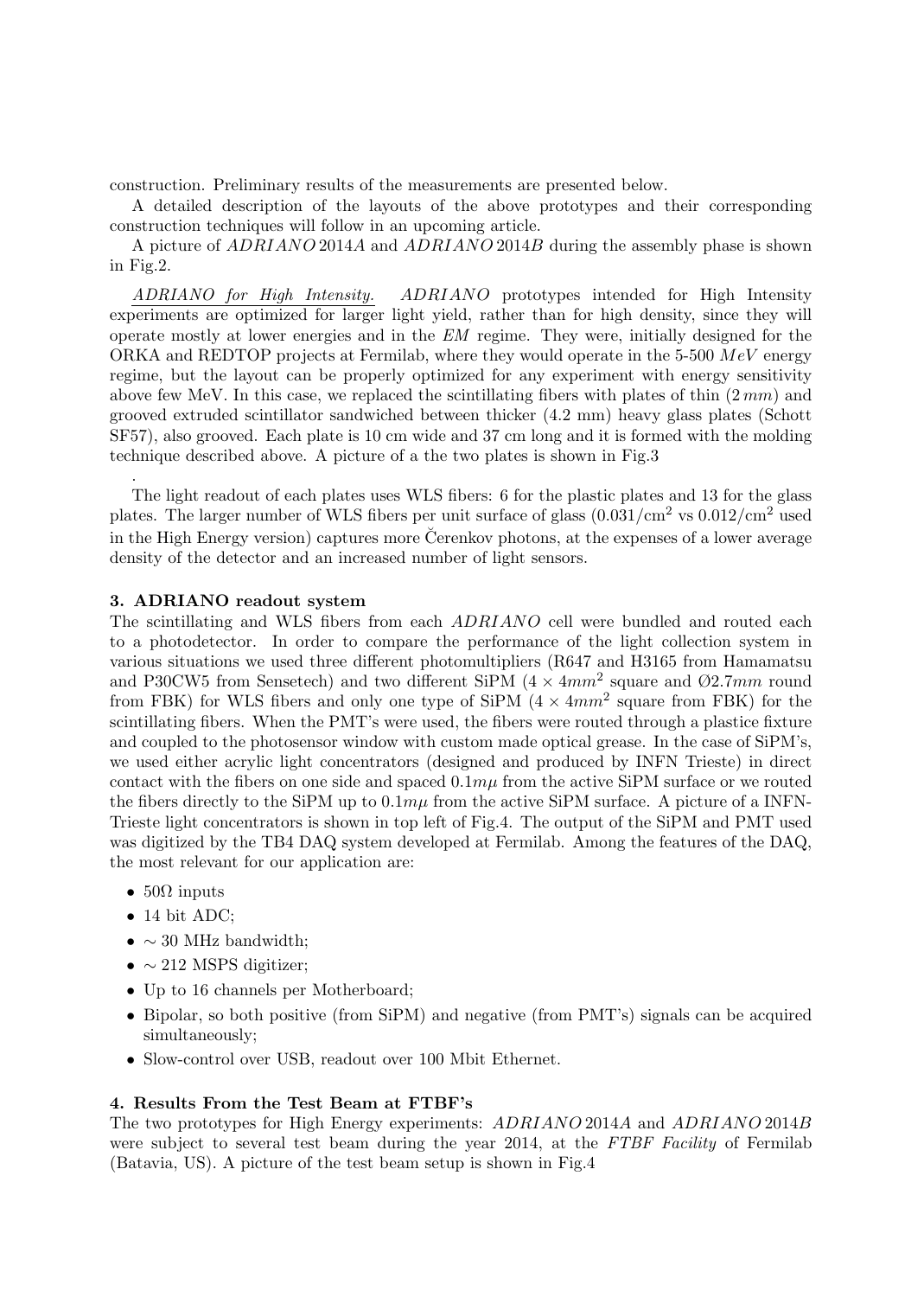construction. Preliminary results of the measurements are presented below.

A detailed description of the layouts of the above prototypes and their corresponding construction techniques will follow in an upcoming article.

A picture of *ADRIANO* 2014*A* and *ADRIANO* 2014*B* during the assembly phase is shown in Fig.2.

*ADRIANO for High Intensity.* *ADRIANO* prototypes intended for High Intensity experiments are optimized for larger light yield, rather than for high density, since they will operate mostly at lower energies and in the *EM* regime. They were, initially designed for the ORKA and REDTOP projects at Fermilab, where they would operate in the 5-500 $MeV$ energy regime, but the layout can be properly optimized for any experiment with energy sensitivity above few MeV. In this case, we replaced the scintillating fibers with plates of thin ($2\,mm$) and grooved extruded scintillator sandwiched between thicker (4.2 mm) heavy glass plates (Schott SF57), also grooved. Each plate is 10 cm wide and 37 cm long and it is formed with the molding technique described above. A picture of a the two plates is shown in Fig.3

.

The light readout of each plates uses WLS fibers: 6 for the plastic plates and 13 for the glass plates. The larger number of WLS fibers per unit surface of glass ($0.031/\mathrm{cm}^2$ vs $0.012/\mathrm{cm}^2$ used in the High Energy version) captures more Čerenkov photons, at the expenses of a lower average density of the detector and an increased number of light sensors.

## 3. ADRIANO readout system

The scintillating and WLS fibers from each *ADRIANO* cell were bundled and routed each to a photodetector. In order to compare the performance of the light collection system in various situations we used three different photomultipliers (R647 and H3165 from Hamamatsu and P30CW5 from Sensetech) and two different SiPM ($4 \times 4mm^2$ square and Ø$2.7mm$ round from FBK) for WLS fibers and only one type of SiPM ($4 \times 4mm^2$ square from FBK) for the scintillating fibers. When the PMT's were used, the fibers were routed through a plastice fixture and coupled to the photosensor window with custom made optical grease. In the case of SiPM's, we used either acrylic light concentrators (designed and produced by INFN Trieste) in direct contact with the fibers on one side and spaced $0.1m\mu$ from the active SiPM surface or we routed the fibers directly to the SiPM up to $0.1m\mu$ from the active SiPM surface. A picture of a INFN-Trieste light concentrators is shown in top left of Fig.4. The output of the SiPM and PMT used was digitized by the TB4 DAQ system developed at Fermilab. Among the features of the DAQ, the most relevant for our application are:

- 50Ω inputs
- 14 bit ADC;
- ∼ 30 MHz bandwidth;
- ∼ 212 MSPS digitizer;
- Up to 16 channels per Motherboard;
- Bipolar, so both positive (from SiPM) and negative (from PMT's) signals can be acquired simultaneously;
- Slow-control over USB, readout over 100 Mbit Ethernet.

## 4. Results From the Test Beam at FTBF's

The two prototypes for High Energy experiments: *ADRIANO* 2014*A* and *ADRIANO* 2014*B* were subject to several test beam during the year 2014, at the *FTBF Facility* of Fermilab (Batavia, US). A picture of the test beam setup is shown in Fig.4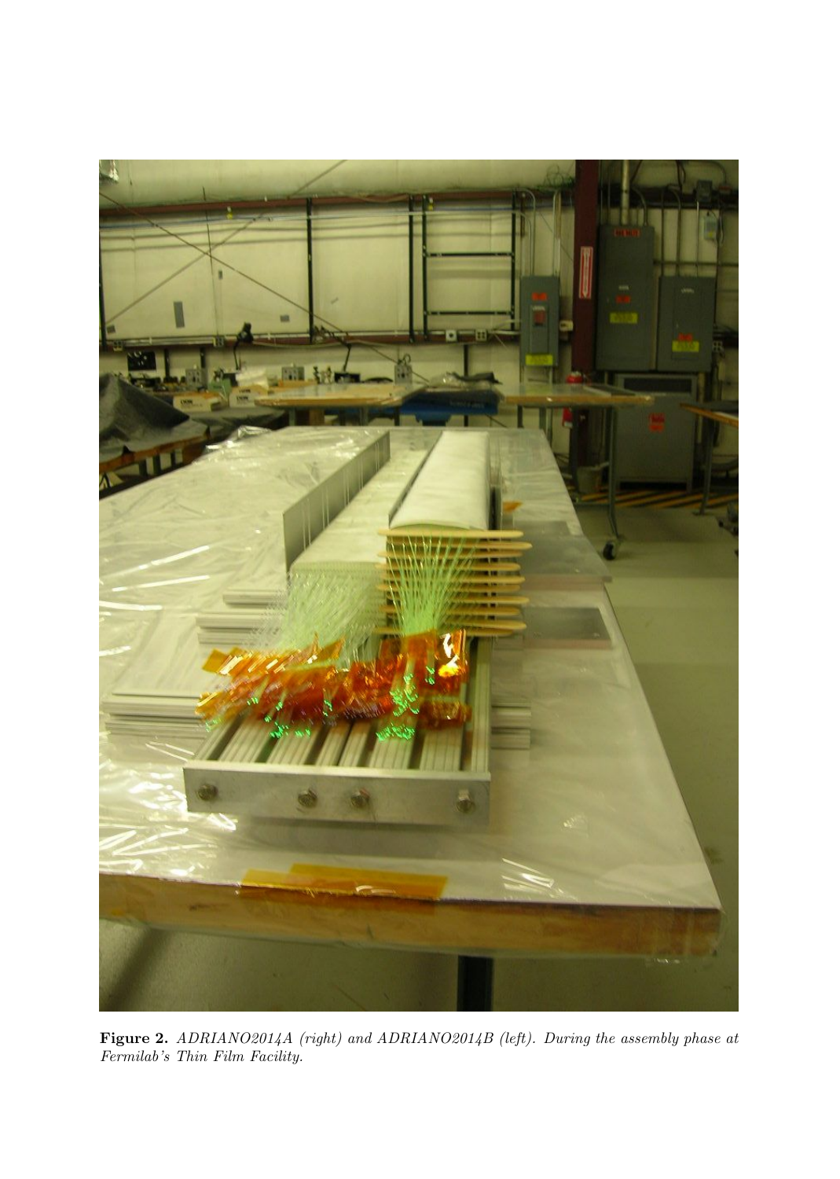**Figure 2.** *ADRIANO2014A (right) and ADRIANO2014B (left). During the assembly phase at Fermilab's Thin Film Facility.*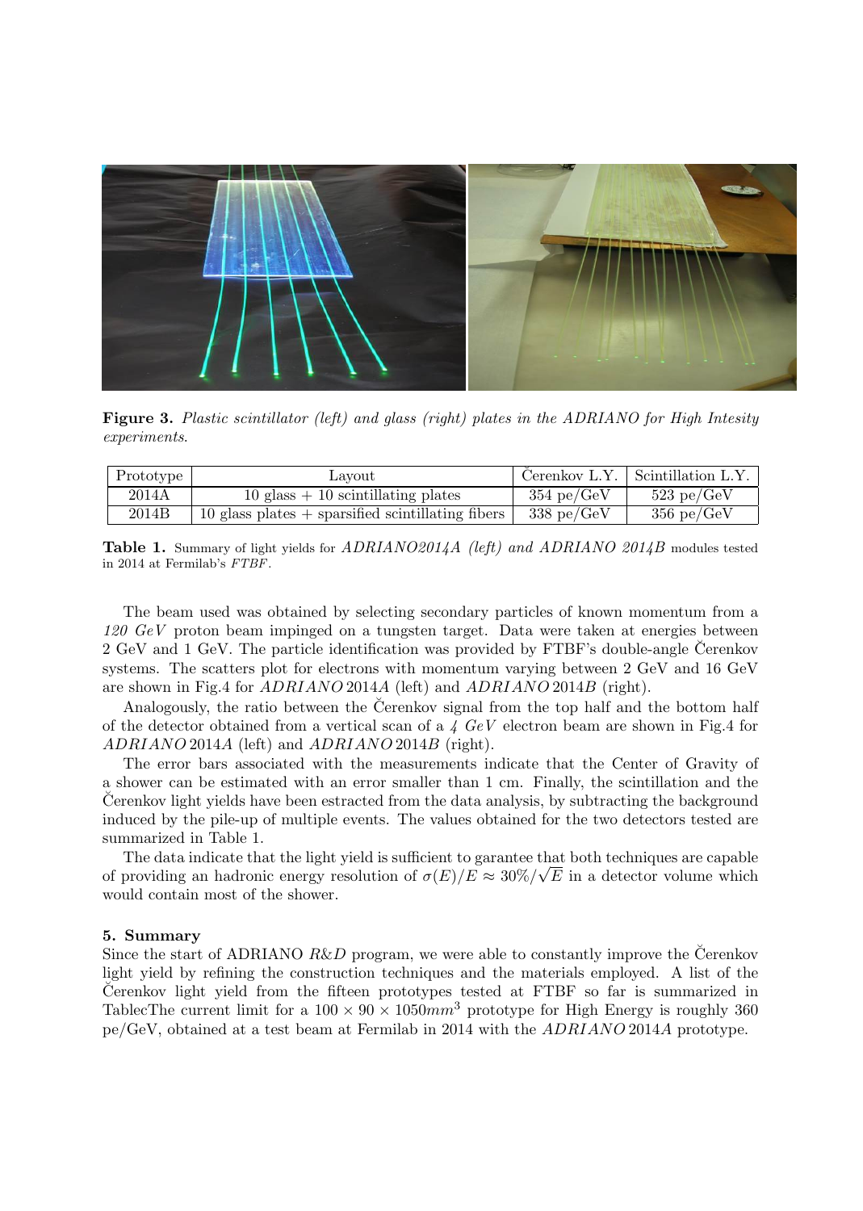**Figure 3.** *Plastic scintillator (left) and glass (right) plates in the ADRIANO for High Intesity experiments.*

| Prototype | Layout | Čerenkov L.Y. | Scintillation L.Y. |
|---|---|---|---|
| 2014A | 10 glass + 10 scintillating plates | 354 pe/GeV | 523 pe/GeV |
| 2014B | 10 glass plates + sparsified scintillating fibers | 338 pe/GeV | 356 pe/GeV |

**Table 1.** Summary of light yields for *ADRIANO2014A (left) and ADRIANO 2014B* modules tested in 2014 at Fermilab's *FTBF*.

The beam used was obtained by selecting secondary particles of known momentum from a *120 GeV* proton beam impinged on a tungsten target. Data were taken at energies between 2 GeV and 1 GeV. The particle identification was provided by FTBF's double-angle Čerenkov systems. The scatters plot for electrons with momentum varying between 2 GeV and 16 GeV are shown in Fig.4 for *ADRIANO* 2014*A* (left) and *ADRIANO* 2014*B* (right).

Analogously, the ratio between the Čerenkov signal from the top half and the bottom half of the detector obtained from a vertical scan of a *4 GeV* electron beam are shown in Fig.4 for *ADRIANO* 2014*A* (left) and *ADRIANO* 2014*B* (right).

The error bars associated with the measurements indicate that the Center of Gravity of a shower can be estimated with an error smaller than 1 cm. Finally, the scintillation and the Čerenkov light yields have been estracted from the data analysis, by subtracting the background induced by the pile-up of multiple events. The values obtained for the two detectors tested are summarized in Table 1.

The data indicate that the light yield is sufficient to garantee that both techniques are capable of providing an hadronic energy resolution of $\sigma(E)/E \approx 30\%/\sqrt{E}$ in a detector volume which would contain most of the shower.

## 5. Summary

Since the start of ADRIANO *R&D* program, we were able to constantly improve the Čerenkov light yield by refining the construction techniques and the materials employed. A list of the Čerenkov light yield from the fifteen prototypes tested at FTBF so far is summarized in TablecThe current limit for a $100 \times 90 \times 1050mm^3$ prototype for High Energy is roughly 360 pe/GeV, obtained at a test beam at Fermilab in 2014 with the *ADRIANO* 2014*A* prototype.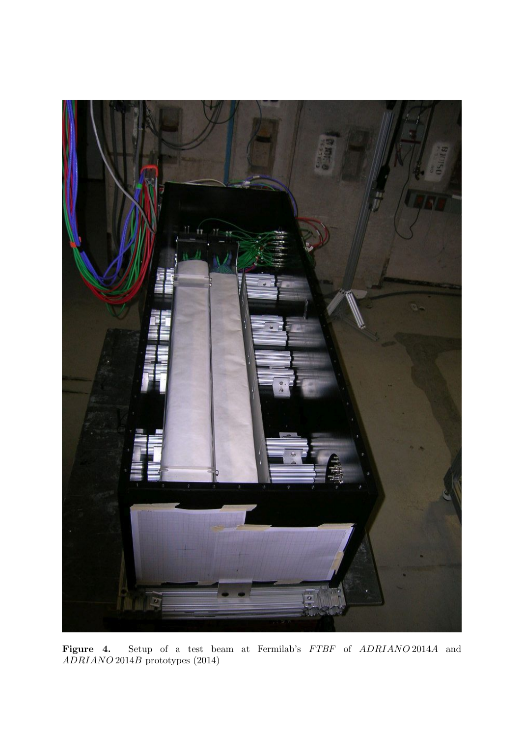**Figure 4.** Setup of a test beam at Fermilab's *FTBF* of *ADRIANO* 2014*A* and *ADRIANO* 2014*B* prototypes (2014)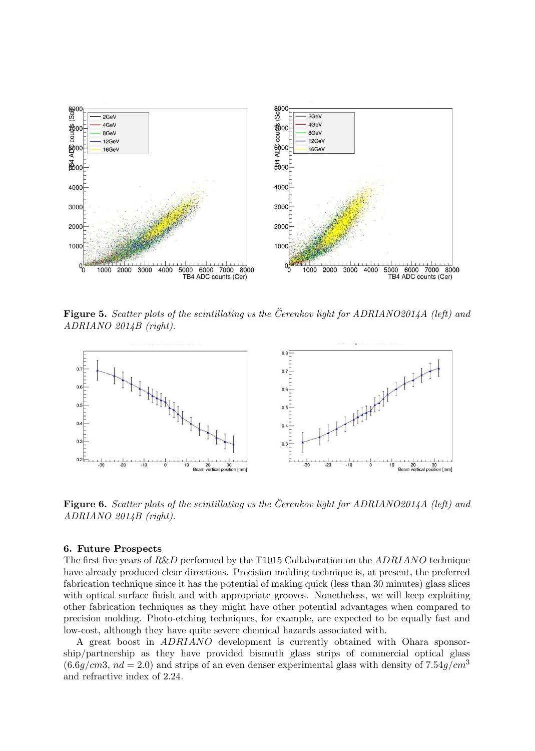**Figure 5.** *Scatter plots of the scintillating vs the Čerenkov light for ADRIANO2014A (left) and ADRIANO 2014B (right).*

**Figure 6.** *Scatter plots of the scintillating vs the Čerenkov light for ADRIANO2014A (left) and ADRIANO 2014B (right).*

## 6. Future Prospects

The first five years of *R&D* performed by the T1015 Collaboration on the *ADRIANO* technique have already produced clear directions. Precision molding technique is, at present, the preferred fabrication technique since it has the potential of making quick (less than 30 minutes) glass slices with optical surface finish and with appropriate grooves. Nonetheless, we will keep exploiting other fabrication techniques as they might have other potential advantages when compared to precision molding. Photo-etching techniques, for example, are expected to be equally fast and low-cost, although they have quite severe chemical hazards associated with.

A great boost in *ADRIANO* development is currently obtained with Ohara sponsorship/partnership as they have provided bismuth glass strips of commercial optical glass ($6.6g/cm3$, $nd = 2.0$) and strips of an even denser experimental glass with density of $7.54g/cm^3$ and refractive index of 2.24.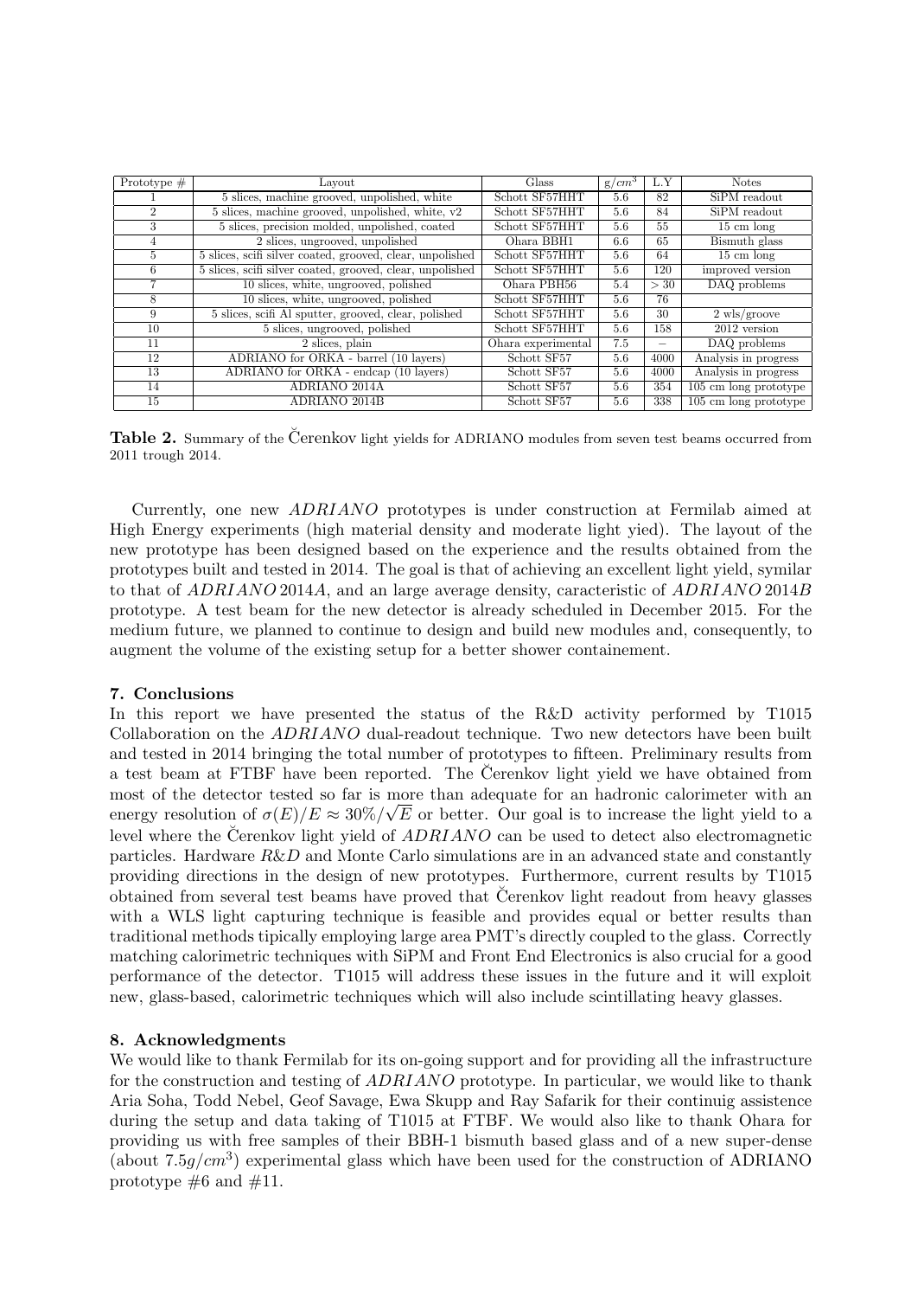| Prototype # | Layout | Glass | g/$cm^3$ | L.Y | Notes |
|---|---|---|---|---|---|
| 1 | 5 slices, machine grooved, unpolished, white | Schott SF57HHT | 5.6 | 82 | SiPM readout |
| 2 | 5 slices, machine grooved, unpolished, white, v2 | Schott SF57HHT | 5.6 | 84 | SiPM readout |
| 3 | 5 slices, precision molded, unpolished, coated | Schott SF57HHT | 5.6 | 55 | 15 cm long |
| 4 | 2 slices, ungrooved, unpolished | Ohara BBH1 | 6.6 | 65 | Bismuth glass |
| 5 | 5 slices, scifi silver coated, grooved, clear, unpolished | Schott SF57HHT | 5.6 | 64 | 15 cm long |
| 6 | 5 slices, scifi silver coated, grooved, clear, unpolished | Schott SF57HHT | 5.6 | 120 | improved version |
| 7 | 10 slices, white, ungrooved, polished | Ohara PBH56 | 5.4 | > 30 | DAQ problems |
| 8 | 10 slices, white, ungrooved, polished | Schott SF57HHT | 5.6 | 76 | |
| 9 | 5 slices, scifi Al sputter, grooved, clear, polished | Schott SF57HHT | 5.6 | 30 | 2 wls/groove |
| 10 | 5 slices, ungrooved, polished | Schott SF57HHT | 5.6 | 158 | 2012 version |
| 11 | 2 slices, plain | Ohara experimental | 7.5 | – | DAQ problems |
| 12 | ADRIANO for ORKA - barrel (10 layers) | Schott SF57 | 5.6 | 4000 | Analysis in progress |
| 13 | ADRIANO for ORKA - endcap (10 layers) | Schott SF57 | 5.6 | 4000 | Analysis in progress |
| 14 | ADRIANO 2014A | Schott SF57 | 5.6 | 354 | 105 cm long prototype |
| 15 | ADRIANO 2014B | Schott SF57 | 5.6 | 338 | 105 cm long prototype |

**Table 2.** Summary of the Čerenkov light yields for ADRIANO modules from seven test beams occurred from 2011 trough 2014.

Currently, one new *ADRIANO* prototypes is under construction at Fermilab aimed at High Energy experiments (high material density and moderate light yied). The layout of the new prototype has been designed based on the experience and the results obtained from the prototypes built and tested in 2014. The goal is that of achieving an excellent light yield, symilar to that of *ADRIANO* 2014*A*, and an large average density, caracteristic of *ADRIANO* 2014*B* prototype. A test beam for the new detector is already scheduled in December 2015. For the medium future, we planned to continue to design and build new modules and, consequently, to augment the volume of the existing setup for a better shower containement.

## 7. Conclusions

In this report we have presented the status of the R&D activity performed by T1015 Collaboration on the *ADRIANO* dual-readout technique. Two new detectors have been built and tested in 2014 bringing the total number of prototypes to fifteen. Preliminary results from a test beam at FTBF have been reported. The Čerenkov light yield we have obtained from most of the detector tested so far is more than adequate for an hadronic calorimeter with an energy resolution of $\sigma(E)/E \approx 30\%/\sqrt{E}$ or better. Our goal is to increase the light yield to a level where the Čerenkov light yield of *ADRIANO* can be used to detect also electromagnetic particles. Hardware *R&D* and Monte Carlo simulations are in an advanced state and constantly providing directions in the design of new prototypes. Furthermore, current results by T1015 obtained from several test beams have proved that Čerenkov light readout from heavy glasses with a WLS light capturing technique is feasible and provides equal or better results than traditional methods tipically employing large area PMT's directly coupled to the glass. Correctly matching calorimetric techniques with SiPM and Front End Electronics is also crucial for a good performance of the detector. T1015 will address these issues in the future and it will exploit new, glass-based, calorimetric techniques which will also include scintillating heavy glasses.

## 8. Acknowledgments

We would like to thank Fermilab for its on-going support and for providing all the infrastructure for the construction and testing of *ADRIANO* prototype. In particular, we would like to thank Aria Soha, Todd Nebel, Geof Savage, Ewa Skupp and Ray Safarik for their continuig assistence during the setup and data taking of T1015 at FTBF. We would also like to thank Ohara for providing us with free samples of their BBH-1 bismuth based glass and of a new super-dense (about $7.5g/cm^3$) experimental glass which have been used for the construction of ADRIANO prototype #6 and #11.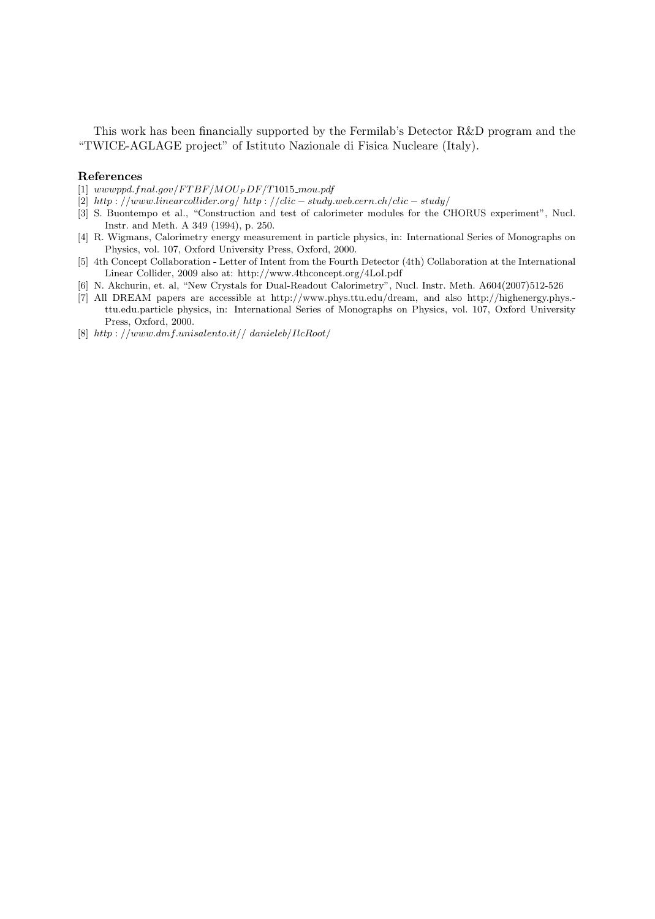This work has been financially supported by the Fermilab's Detector R&D program and the "TWICE-AGLAGE project" of Istituto Nazionale di Fisica Nucleare (Italy).

## References

[1] *wwwppd.fnal.gov/FTBF/MOU_PDF/T1015_mou.pdf*

[2] *http://www.linearcollider.org/ http://clic-study.web.cern.ch/clic-study/*

[3] S. Buontempo et al., "Construction and test of calorimeter modules for the CHORUS experiment", Nucl. Instr. and Meth. A 349 (1994), p. 250.

[4] R. Wigmans, Calorimetry energy measurement in particle physics, in: International Series of Monographs on Physics, vol. 107, Oxford University Press, Oxford, 2000.

[5] 4th Concept Collaboration - Letter of Intent from the Fourth Detector (4th) Collaboration at the International Linear Collider, 2009 also at: http://www.4thconcept.org/4LoI.pdf

[6] N. Akchurin, et. al, "New Crystals for Dual-Readout Calorimetry", Nucl. Instr. Meth. A604(2007)512-526

[7] All DREAM papers are accessible at http://www.phys.ttu.edu/dream, and also http://highenergy.phys.-ttu.edu.particle physics, in: International Series of Monographs on Physics, vol. 107, Oxford University Press, Oxford, 2000.

[8] *http://www.dmf.unisalento.it// danieleb/IlcRoot/*